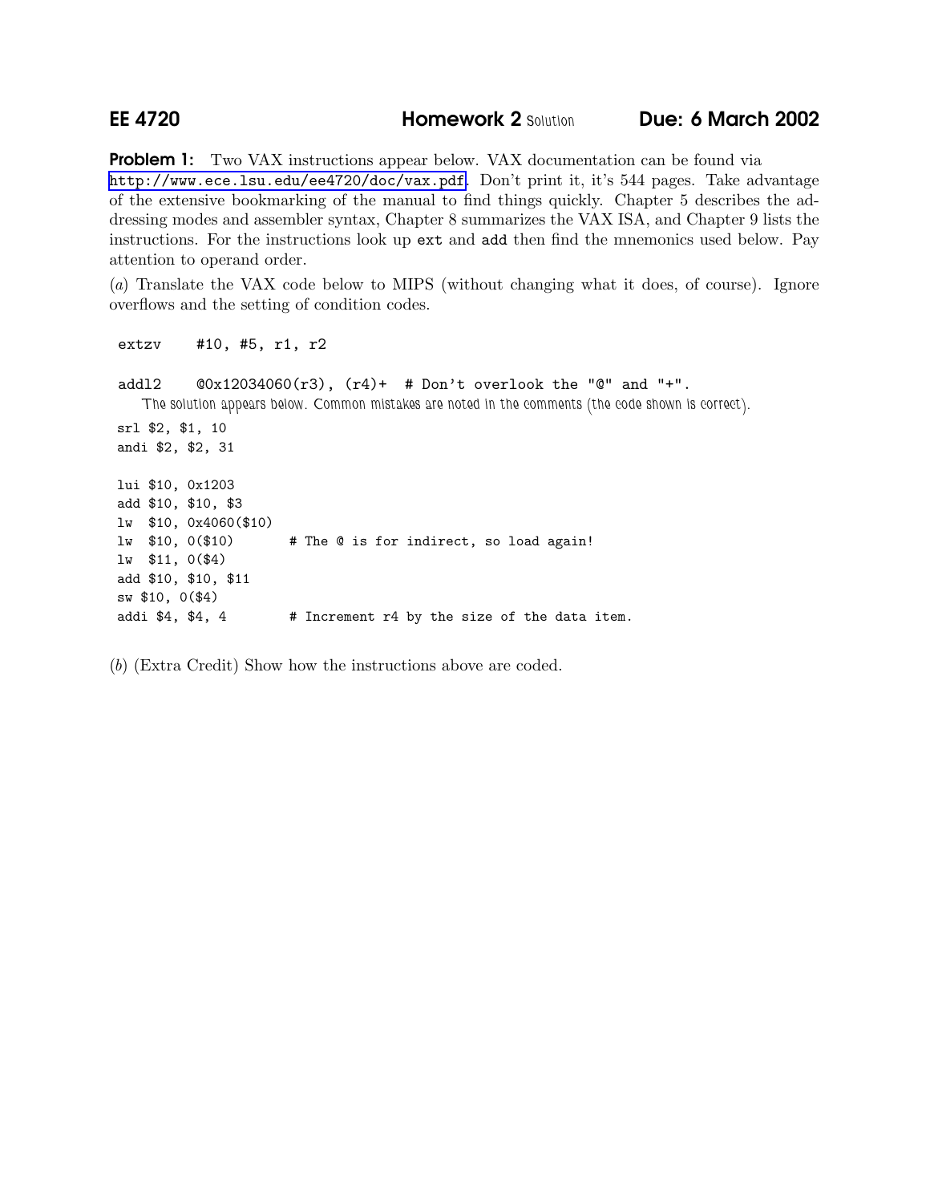**EE 4720** **Homework 2** *Solution* **Due: 6 March 2002**

**Problem 1:** Two VAX instructions appear below. VAX documentation can be found via http://www.ece.lsu.edu/ee4720/doc/vax.pdf. Don't print it, it's 544 pages. Take advantage of the extensive bookmarking of the manual to find things quickly. Chapter 5 describes the addressing modes and assembler syntax, Chapter 8 summarizes the VAX ISA, and Chapter 9 lists the instructions. For the instructions look up `ext` and `add` then find the mnemonics used below. Pay attention to operand order.

(*a*) Translate the VAX code below to MIPS (without changing what it does, of course). Ignore overflows and the setting of condition codes.

```
extzv    #10, #5, r1, r2

addl2    @0x12034060(r3), (r4)+  # Don't overlook the "@" and "+".
```

*The solution appears below. Common mistakes are noted in the comments (the code shown is correct).*

```
srl $2, $1, 10
andi $2, $2, 31

lui $10, 0x1203
add $10, $10, $3
lw  $10, 0x4060($10)
lw  $10, 0($10)       # The @ is for indirect, so load again!
lw  $11, 0($4)
add $10, $10, $11
sw $10, 0($4)
addi $4, $4, 4        # Increment r4 by the size of the data item.
```

(*b*) (Extra Credit) Show how the instructions above are coded.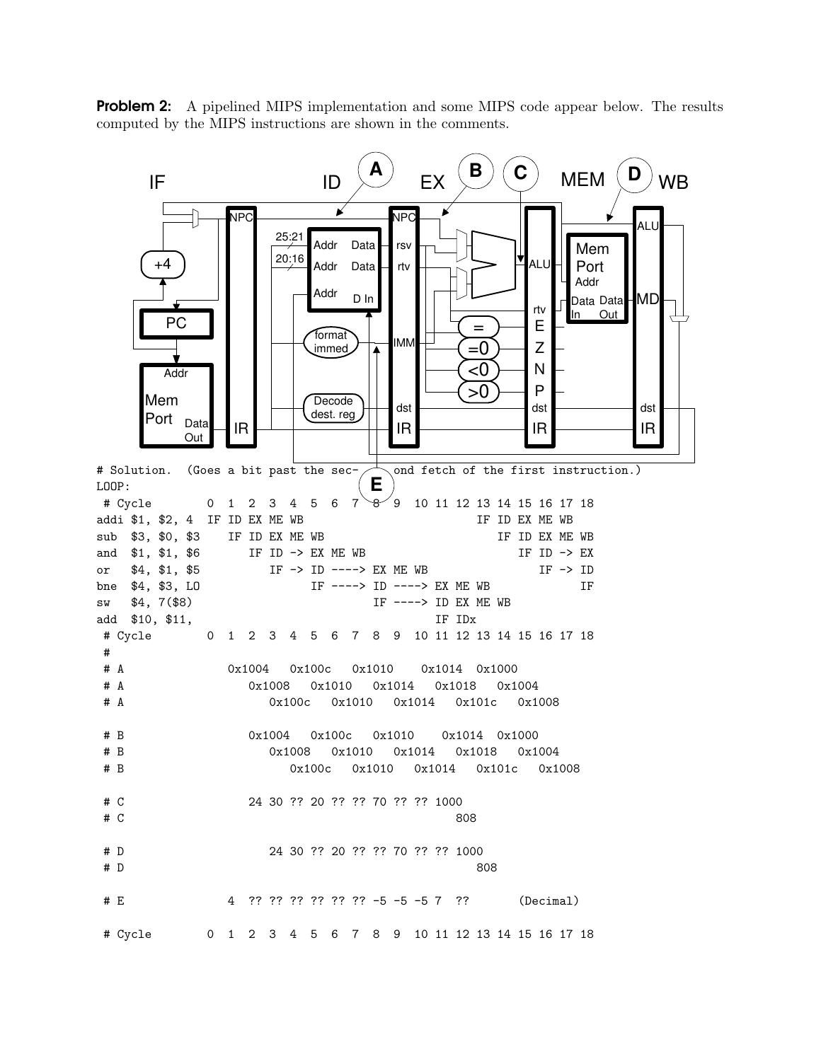**Problem 2:** A pipelined MIPS implementation and some MIPS code appear below. The results computed by the MIPS instructions are shown in the comments.

```
# Solution.  (Goes a bit past the second fetch of the first instruction.)
LOOP:
 # Cycle        0  1  2  3  4  5  6  7  8  9  10 11 12 13 14 15 16 17 18
addi $1, $2, 4  IF ID EX ME WB                               IF ID EX ME WB
sub  $3, $0, $3    IF ID EX ME WB                               IF ID EX ME WB
and  $1, $1, $6       IF ID -> EX ME WB                            IF ID -> EX
or   $4, $1, $5          IF -> ID ----> EX ME WB                      IF -> ID
bne  $4, $3, LO                IF ----> ID ----> EX ME WB                   IF
sw   $4, 7($8)                          IF ----> ID EX ME WB
add  $10, $11,                                   IF IDx
 # Cycle        0  1  2  3  4  5  6  7  8  9  10 11 12 13 14 15 16 17 18
 #
 # A               0x1004   0x100c   0x1010    0x1014  0x1000
 # A                  0x1008   0x1010   0x1014   0x1018   0x1004
 # A                     0x100c   0x1010   0x1014   0x101c   0x1008

 # B                  0x1004   0x100c   0x1010    0x1014  0x1000
 # B                     0x1008   0x1010   0x1014   0x1018   0x1004
 # B                        0x100c   0x1010   0x1014   0x101c   0x1008

 # C                  24 30 ?? 20 ?? ?? 70 ?? ?? 1000
 # C                                                808

 # D                     24 30 ?? 20 ?? ?? 70 ?? ?? 1000
 # D                                                   808

 # E               4  ?? ?? ?? ?? ?? ?? -5 -5 -5 7  ??       (Decimal)

 # Cycle        0  1  2  3  4  5  6  7  8  9  10 11 12 13 14 15 16 17 18
```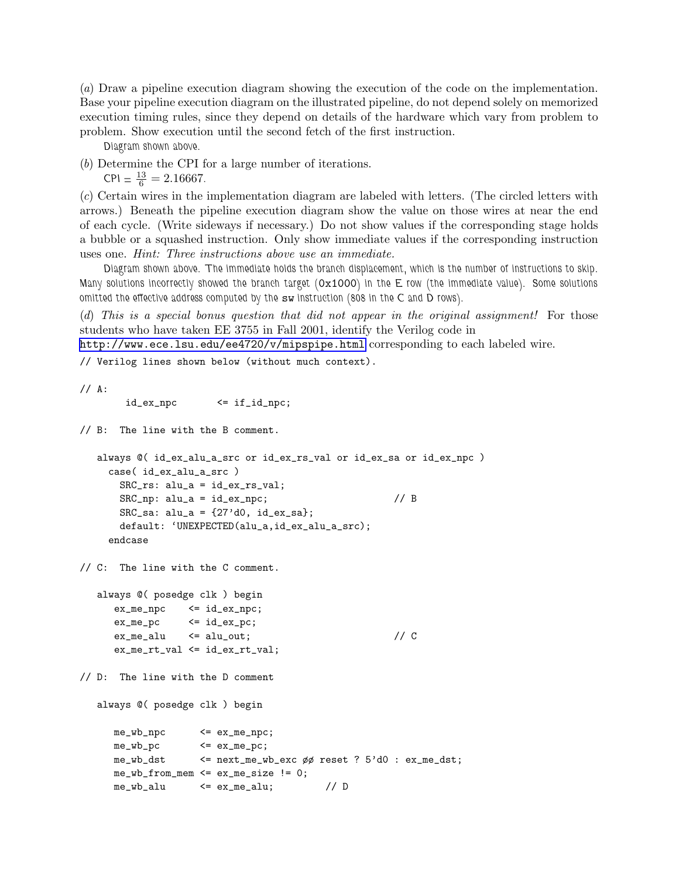(*a*) Draw a pipeline execution diagram showing the execution of the code on the implementation. Base your pipeline execution diagram on the illustrated pipeline, do not depend solely on memorized execution timing rules, since they depend on details of the hardware which vary from problem to problem. Show execution until the second fetch of the first instruction.

Diagram shown above.

(*b*) Determine the CPI for a large number of iterations.

CPI = $\frac{13}{6} = 2.16667$.

(*c*) Certain wires in the implementation diagram are labeled with letters. (The circled letters with arrows.) Beneath the pipeline execution diagram show the value on those wires at near the end of each cycle. (Write sideways if necessary.) Do not show values if the corresponding stage holds a bubble or a squashed instruction. Only show immediate values if the corresponding instruction uses one. *Hint: Three instructions above use an immediate.*

Diagram shown above. The immediate holds the branch displacement, which is the number of instructions to skip. Many solutions incorrectly showed the branch target (`0x1000`) in the E row (the immediate value). Some solutions omitted the effective address computed by the `sw` instruction (808 in the C and D rows).

(*d*) *This is a special bonus question that did not appear in the original assignment!* For those students who have taken EE 3755 in Fall 2001, identify the Verilog code in http://www.ece.lsu.edu/ee4720/v/mipspipe.html corresponding to each labeled wire.

```
// Verilog lines shown below (without much context).

// A:
        id_ex_npc       <= if_id_npc;

// B:  The line with the B comment.

   always @( id_ex_alu_a_src or id_ex_rs_val or id_ex_sa or id_ex_npc )
     case( id_ex_alu_a_src )
       SRC_rs: alu_a = id_ex_rs_val;
       SRC_np: alu_a = id_ex_npc;                      // B
       SRC_sa: alu_a = {27'd0, id_ex_sa};
       default: `UNEXPECTED(alu_a,id_ex_alu_a_src);
     endcase

// C:  The line with the C comment.

   always @( posedge clk ) begin
      ex_me_npc    <= id_ex_npc;
      ex_me_pc     <= id_ex_pc;
      ex_me_alu    <= alu_out;                         // C
      ex_me_rt_val <= id_ex_rt_val;

// D:  The line with the D comment

   always @( posedge clk ) begin

      me_wb_npc      <= ex_me_npc;
      me_wb_pc       <= ex_me_pc;
      me_wb_dst      <= next_me_wb_exc || reset ? 5'd0 : ex_me_dst;
      me_wb_from_mem <= ex_me_size != 0;
      me_wb_alu      <= ex_me_alu;         // D
```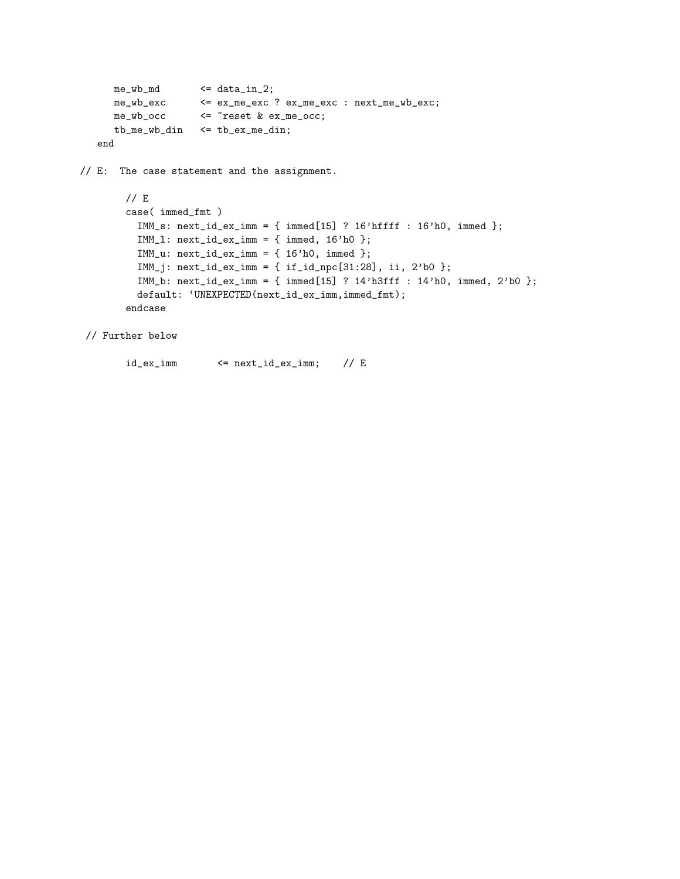```
      me_wb_md       <= data_in_2;
      me_wb_exc      <= ex_me_exc ? ex_me_exc : next_me_wb_exc;
      me_wb_occ      <= ~reset & ex_me_occ;
      tb_me_wb_din   <= tb_ex_me_din;
   end

// E:  The case statement and the assignment.

        // E
        case( immed_fmt )
          IMM_s: next_id_ex_imm = { immed[15] ? 16'hffff : 16'h0, immed };
          IMM_l: next_id_ex_imm = { immed, 16'h0 };
          IMM_u: next_id_ex_imm = { 16'h0, immed };
          IMM_j: next_id_ex_imm = { if_id_npc[31:28], ii, 2'b0 };
          IMM_b: next_id_ex_imm = { immed[15] ? 14'h3fff : 14'h0, immed, 2'b0 };
          default: `UNEXPECTED(next_id_ex_imm,immed_fmt);
        endcase

 // Further below

        id_ex_imm       <= next_id_ex_imm;    // E
```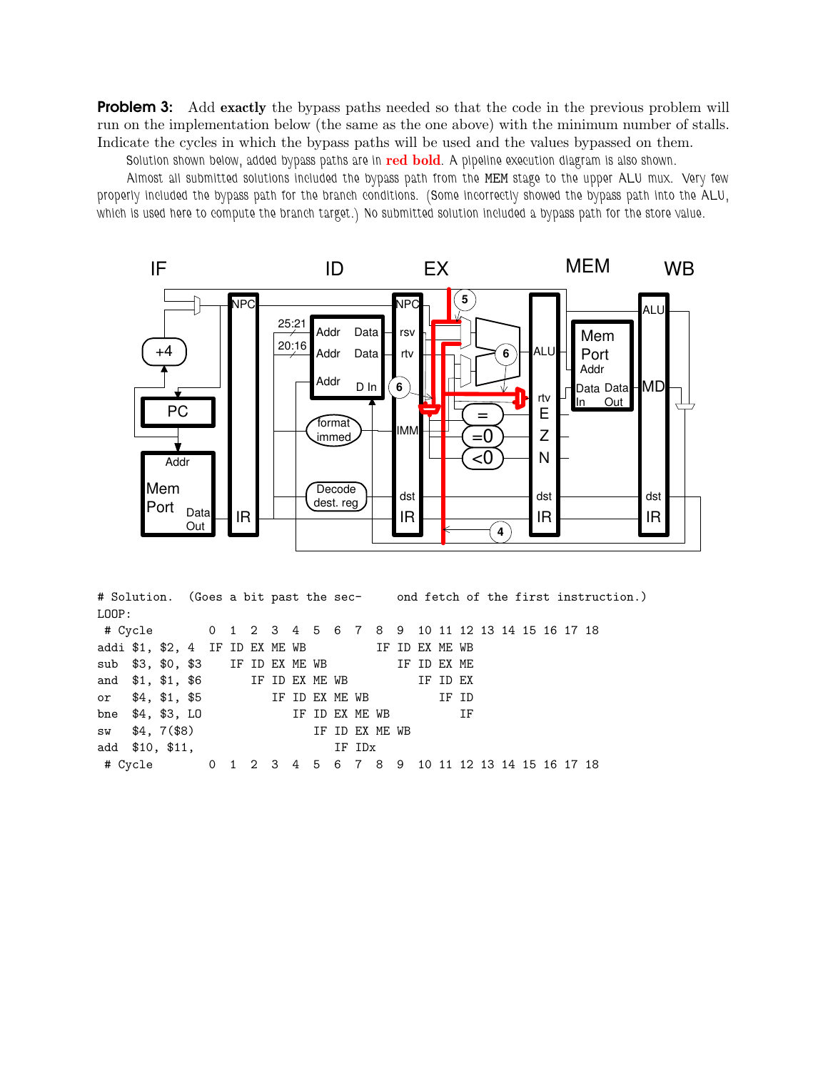**Problem 3:** Add **exactly** the bypass paths needed so that the code in the previous problem will run on the implementation below (the same as the one above) with the minimum number of stalls. Indicate the cycles in which the bypass paths will be used and the values bypassed on them.

Solution shown below, added bypass paths are in **red bold**. A pipeline execution diagram is also shown.

Almost all submitted solutions included the bypass path from the MEM stage to the upper ALU mux. Very few properly included the bypass path for the branch conditions. (Some incorrectly showed the bypass path into the ALU, which is used here to compute the branch target.) No submitted solution included a bypass path for the store value.

IF ID EX MEM WB

NPC NPC ALU

+4 PC

25:21 20:16 Addr Data Addr Data Addr D In rsv rtv

5 6 6 4

ALU rtv E Z N

= =0 <0

Mem Port Addr Data In Data Out MD

format immed IMM

Decode dest. reg dst dst dst

Addr Mem Port Data Out IR IR IR IR

```
# Solution.  (Goes a bit past the sec-     ond fetch of the first instruction.)
LOOP:
 # Cycle          0  1  2  3  4  5  6  7  8  9  10 11 12 13 14 15 16 17 18
addi $1, $2, 4   IF ID EX ME WB             IF ID EX ME WB
sub  $3, $0, $3     IF ID EX ME WB             IF ID EX ME
and  $1, $1, $6        IF ID EX ME WB             IF ID EX
or   $4, $1, $5           IF ID EX ME WB             IF ID
bne  $4, $3, LO              IF ID EX ME WB             IF
sw   $4, 7($8)                  IF ID EX ME WB
add  $10, $11,                     IF IDx
 # Cycle          0  1  2  3  4  5  6  7  8  9  10 11 12 13 14 15 16 17 18
```